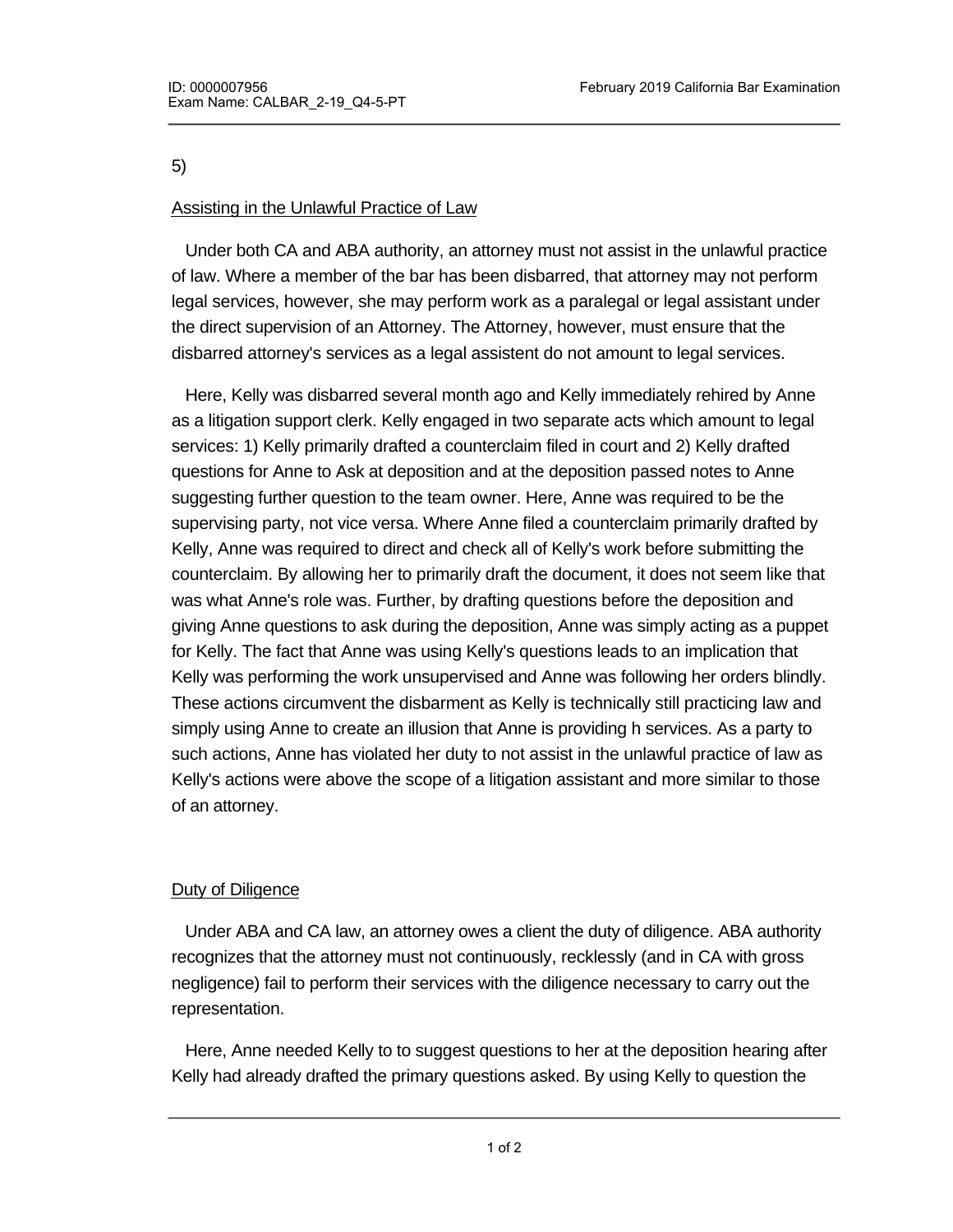5)

Assisting in the Unlawful Practice of Law

Under both CA and ABA authority, an attorney must not assist in the unlawful practice of law. Where a member of the bar has been disbarred, that attorney may not perform legal services, however, she may perform work as a paralegal or legal assistant under the direct supervision of an Attorney. The Attorney, however, must ensure that the disbarred attorney's services as a legal assistent do not amount to legal services.

Here, Kelly was disbarred several month ago and Kelly immediately rehired by Anne as a litigation support clerk. Kelly engaged in two separate acts which amount to legal services: 1) Kelly primarily drafted a counterclaim filed in court and 2) Kelly drafted questions for Anne to Ask at deposition and at the deposition passed notes to Anne suggesting further question to the team owner. Here, Anne was required to be the supervising party, not vice versa. Where Anne filed a counterclaim primarily drafted by Kelly, Anne was required to direct and check all of Kelly's work before submitting the counterclaim. By allowing her to primarily draft the document, it does not seem like that was what Anne's role was. Further, by drafting questions before the deposition and giving Anne questions to ask during the deposition, Anne was simply acting as a puppet for Kelly. The fact that Anne was using Kelly's questions leads to an implication that Kelly was performing the work unsupervised and Anne was following her orders blindly. These actions circumvent the disbarment as Kelly is technically still practicing law and simply using Anne to create an illusion that Anne is providing h services. As a party to such actions, Anne has violated her duty to not assist in the unlawful practice of law as Kelly's actions were above the scope of a litigation assistant and more similar to those of an attorney.

Duty of Diligence

Under ABA and CA law, an attorney owes a client the duty of diligence. ABA authority recognizes that the attorney must not continuously, recklessly (and in CA with gross negligence) fail to perform their services with the diligence necessary to carry out the representation.

Here, Anne needed Kelly to to suggest questions to her at the deposition hearing after Kelly had already drafted the primary questions asked. By using Kelly to question the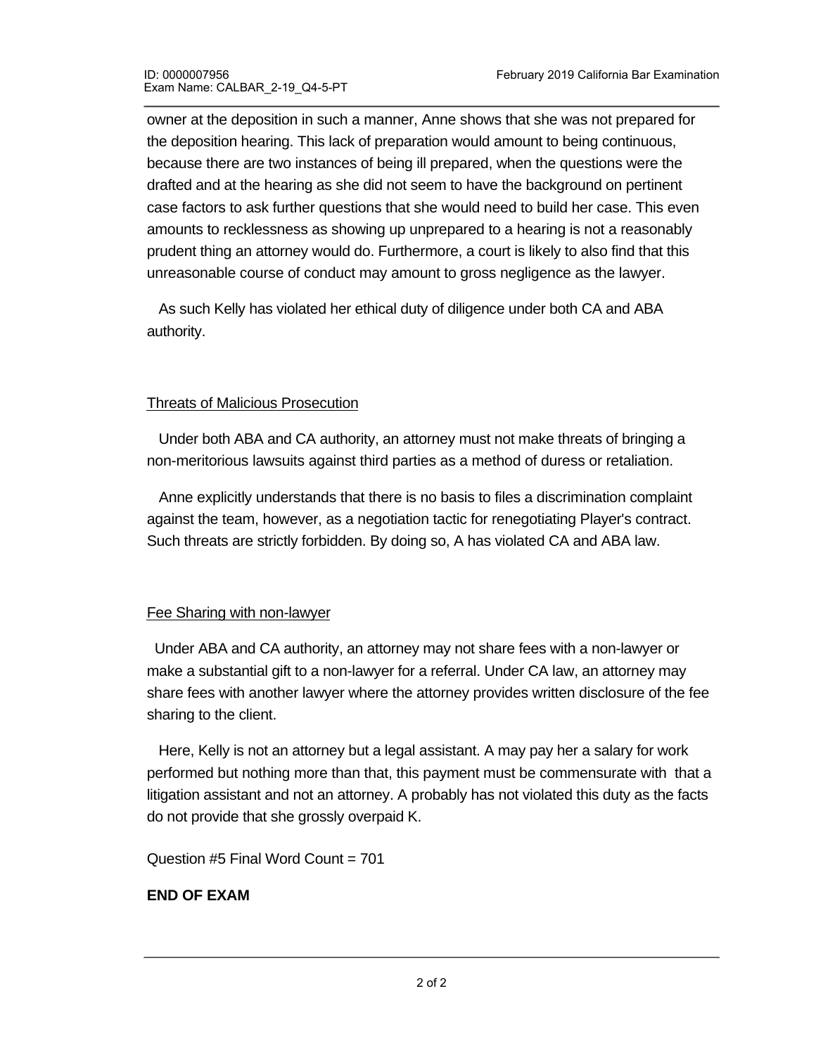owner at the deposition in such a manner, Anne shows that she was not prepared for the deposition hearing. This lack of preparation would amount to being continuous, because there are two instances of being ill prepared, when the questions were the drafted and at the hearing as she did not seem to have the background on pertinent case factors to ask further questions that she would need to build her case. This even amounts to recklessness as showing up unprepared to a hearing is not a reasonably prudent thing an attorney would do. Furthermore, a court is likely to also find that this unreasonable course of conduct may amount to gross negligence as the lawyer.

As such Kelly has violated her ethical duty of diligence under both CA and ABA authority.

Threats of Malicious Prosecution

Under both ABA and CA authority, an attorney must not make threats of bringing a non-meritorious lawsuits against third parties as a method of duress or retaliation.

Anne explicitly understands that there is no basis to files a discrimination complaint against the team, however, as a negotiation tactic for renegotiating Player's contract. Such threats are strictly forbidden. By doing so, A has violated CA and ABA law.

Fee Sharing with non-lawyer

Under ABA and CA authority, an attorney may not share fees with a non-lawyer or make a substantial gift to a non-lawyer for a referral. Under CA law, an attorney may share fees with another lawyer where the attorney provides written disclosure of the fee sharing to the client.

Here, Kelly is not an attorney but a legal assistant. A may pay her a salary for work performed but nothing more than that, this payment must be commensurate with that a litigation assistant and not an attorney. A probably has not violated this duty as the facts do not provide that she grossly overpaid K.

Question #5 Final Word Count = 701

**END OF EXAM**